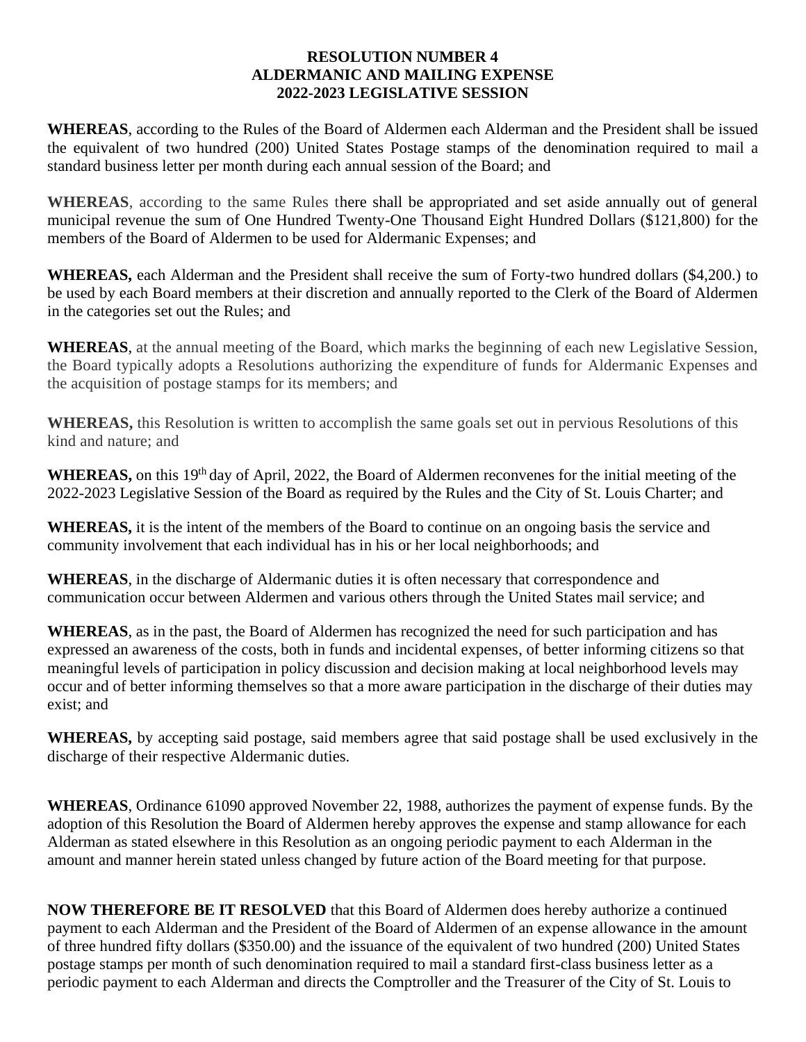**RESOLUTION NUMBER 4**
**ALDERMANIC AND MAILING EXPENSE**
**2022-2023 LEGISLATIVE SESSION**

**WHEREAS**, according to the Rules of the Board of Aldermen each Alderman and the President shall be issued the equivalent of two hundred (200) United States Postage stamps of the denomination required to mail a standard business letter per month during each annual session of the Board; and

**WHEREAS**, according to the same Rules there shall be appropriated and set aside annually out of general municipal revenue the sum of One Hundred Twenty-One Thousand Eight Hundred Dollars ($121,800) for the members of the Board of Aldermen to be used for Aldermanic Expenses; and

**WHEREAS,** each Alderman and the President shall receive the sum of Forty-two hundred dollars ($4,200.) to be used by each Board members at their discretion and annually reported to the Clerk of the Board of Aldermen in the categories set out the Rules; and

**WHEREAS**, at the annual meeting of the Board, which marks the beginning of each new Legislative Session, the Board typically adopts a Resolutions authorizing the expenditure of funds for Aldermanic Expenses and the acquisition of postage stamps for its members; and

**WHEREAS,** this Resolution is written to accomplish the same goals set out in pervious Resolutions of this kind and nature; and

**WHEREAS,** on this 19th day of April, 2022, the Board of Aldermen reconvenes for the initial meeting of the 2022-2023 Legislative Session of the Board as required by the Rules and the City of St. Louis Charter; and

**WHEREAS,** it is the intent of the members of the Board to continue on an ongoing basis the service and community involvement that each individual has in his or her local neighborhoods; and

**WHEREAS**, in the discharge of Aldermanic duties it is often necessary that correspondence and communication occur between Aldermen and various others through the United States mail service; and

**WHEREAS**, as in the past, the Board of Aldermen has recognized the need for such participation and has expressed an awareness of the costs, both in funds and incidental expenses, of better informing citizens so that meaningful levels of participation in policy discussion and decision making at local neighborhood levels may occur and of better informing themselves so that a more aware participation in the discharge of their duties may exist; and

**WHEREAS,** by accepting said postage, said members agree that said postage shall be used exclusively in the discharge of their respective Aldermanic duties.

**WHEREAS**, Ordinance 61090 approved November 22, 1988, authorizes the payment of expense funds. By the adoption of this Resolution the Board of Aldermen hereby approves the expense and stamp allowance for each Alderman as stated elsewhere in this Resolution as an ongoing periodic payment to each Alderman in the amount and manner herein stated unless changed by future action of the Board meeting for that purpose.

**NOW THEREFORE BE IT RESOLVED** that this Board of Aldermen does hereby authorize a continued payment to each Alderman and the President of the Board of Aldermen of an expense allowance in the amount of three hundred fifty dollars ($350.00) and the issuance of the equivalent of two hundred (200) United States postage stamps per month of such denomination required to mail a standard first-class business letter as a periodic payment to each Alderman and directs the Comptroller and the Treasurer of the City of St. Louis to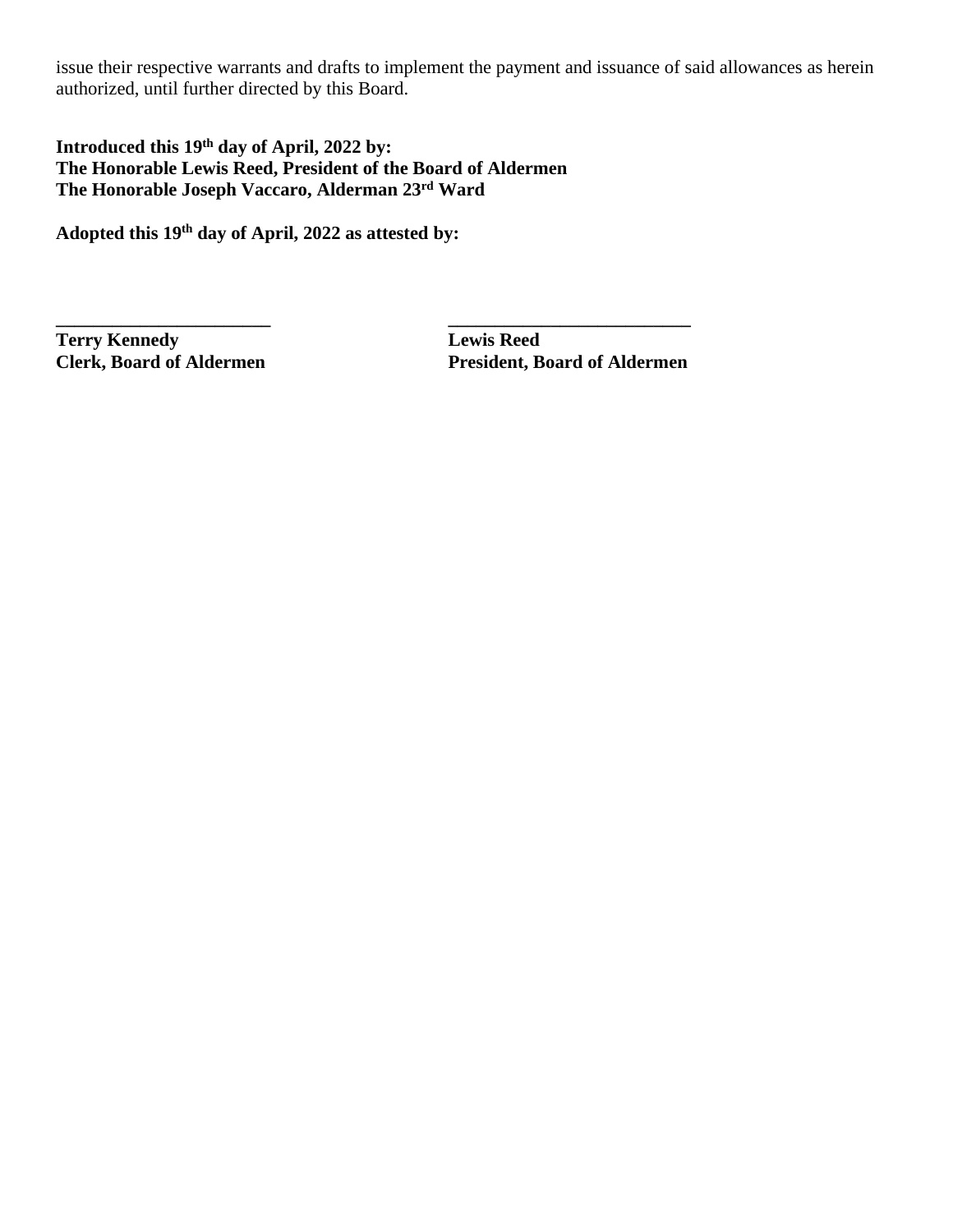issue their respective warrants and drafts to implement the payment and issuance of said allowances as herein authorized, until further directed by this Board.

**Introduced this 19th day of April, 2022 by:**
**The Honorable Lewis Reed, President of the Board of Aldermen**
**The Honorable Joseph Vaccaro, Alderman 23rd Ward**

**Adopted this 19th day of April, 2022 as attested by:**

| | |
|---|---|
| **______________________** | **__________________________** |
| **Terry Kennedy** | **Lewis Reed** |
| **Clerk, Board of Aldermen** | **President, Board of Aldermen** |